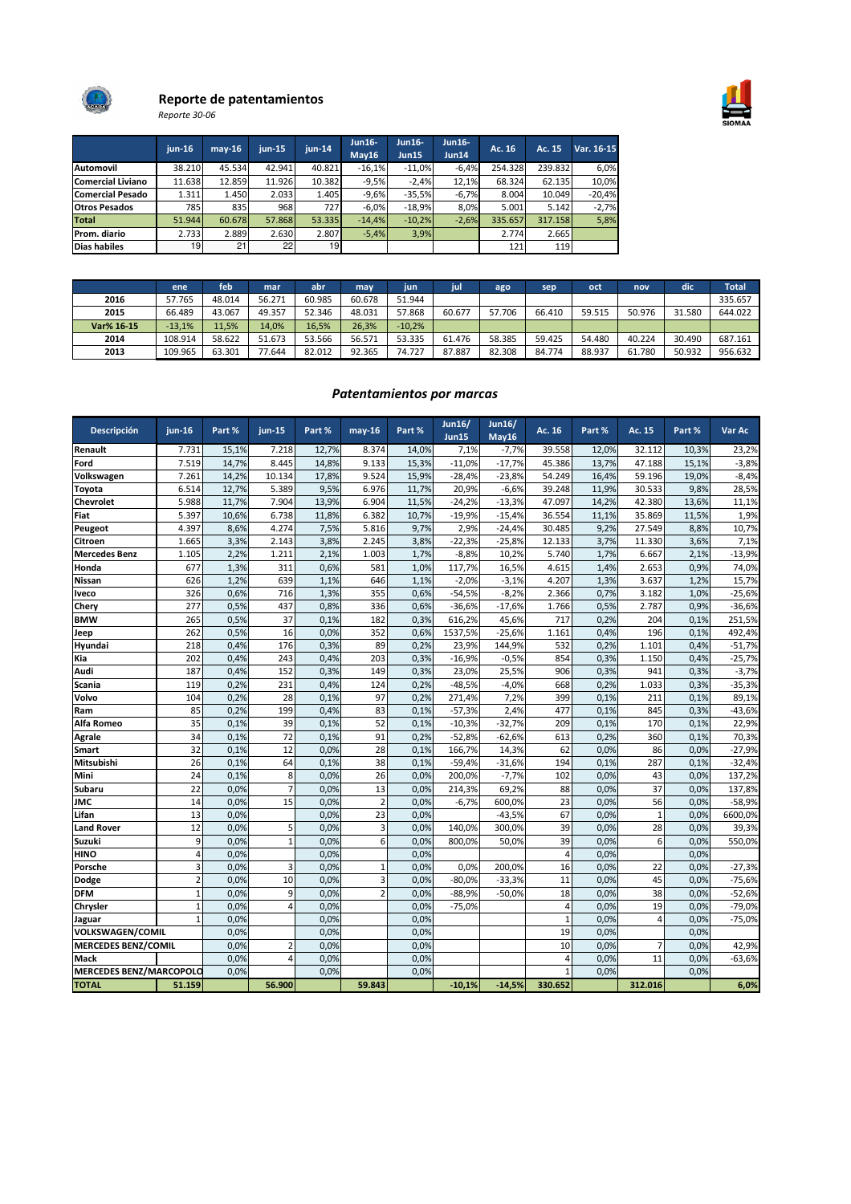# Reporte de patentamientos

*Reporte 30-06*

| | jun-16 | may-16 | jun-15 | jun-14 | Jun16-May16 | Jun16-Jun15 | Jun16-Jun14 | Ac. 16 | Ac. 15 | Var. 16-15 |
|---|---|---|---|---|---|---|---|---|---|---|
| **Automovil** | 38.210 | 45.534 | 42.941 | 40.821 | -16,1% | -11,0% | -6,4% | 254.328 | 239.832 | 6,0% |
| **Comercial Liviano** | 11.638 | 12.859 | 11.926 | 10.382 | -9,5% | -2,4% | 12,1% | 68.324 | 62.135 | 10,0% |
| **Comercial Pesado** | 1.311 | 1.450 | 2.033 | 1.405 | -9,6% | -35,5% | -6,7% | 8.004 | 10.049 | -20,4% |
| **Otros Pesados** | 785 | 835 | 968 | 727 | -6,0% | -18,9% | 8,0% | 5.001 | 5.142 | -2,7% |
| **Total** | 51.944 | 60.678 | 57.868 | 53.335 | -14,4% | -10,2% | -2,6% | 335.657 | 317.158 | 5,8% |
| **Prom. diario** | 2.733 | 2.889 | 2.630 | 2.807 | -5,4% | 3,9% | | 2.774 | 2.665 | |
| **Dias habiles** | 19 | 21 | 22 | 19 | | | | 121 | 119 | |

| | ene | feb | mar | abr | may | jun | jul | ago | sep | oct | nov | dic | Total |
|---|---|---|---|---|---|---|---|---|---|---|---|---|---|
| **2016** | 57.765 | 48.014 | 56.271 | 60.985 | 60.678 | 51.944 | | | | | | | 335.657 |
| **2015** | 66.489 | 43.067 | 49.357 | 52.346 | 48.031 | 57.868 | 60.677 | 57.706 | 66.410 | 59.515 | 50.976 | 31.580 | 644.022 |
| **Var% 16-15** | -13,1% | 11,5% | 14,0% | 16,5% | 26,3% | -10,2% | | | | | | | |
| **2014** | 108.914 | 58.622 | 51.673 | 53.566 | 56.571 | 53.335 | 61.476 | 58.385 | 59.425 | 54.480 | 40.224 | 30.490 | 687.161 |
| **2013** | 109.965 | 63.301 | 77.644 | 82.012 | 92.365 | 74.727 | 87.887 | 82.308 | 84.774 | 88.937 | 61.780 | 50.932 | 956.632 |

## *Patentamientos por marcas*

| Descripción | jun-16 | Part % | jun-15 | Part % | may-16 | Part % | Jun16/Jun15 | Jun16/May16 | Ac. 16 | Part % | Ac. 15 | Part % | Var Ac |
|---|---|---|---|---|---|---|---|---|---|---|---|---|---|
| **Renault** | 7.731 | 15,1% | 7.218 | 12,7% | 8.374 | 14,0% | 7,1% | -7,7% | 39.558 | 12,0% | 32.112 | 10,3% | 23,2% |
| **Ford** | 7.519 | 14,7% | 8.445 | 14,8% | 9.133 | 15,3% | -11,0% | -17,7% | 45.386 | 13,7% | 47.188 | 15,1% | -3,8% |
| **Volkswagen** | 7.261 | 14,2% | 10.134 | 17,8% | 9.524 | 15,9% | -28,4% | -23,8% | 54.249 | 16,4% | 59.196 | 19,0% | -8,4% |
| **Toyota** | 6.514 | 12,7% | 5.389 | 9,5% | 6.976 | 11,7% | 20,9% | -6,6% | 39.248 | 11,9% | 30.533 | 9,8% | 28,5% |
| **Chevrolet** | 5.988 | 11,7% | 7.904 | 13,9% | 6.904 | 11,5% | -24,2% | -13,3% | 47.097 | 14,2% | 42.380 | 13,6% | 11,1% |
| **Fiat** | 5.397 | 10,6% | 6.738 | 11,8% | 6.382 | 10,7% | -19,9% | -15,4% | 36.554 | 11,1% | 35.869 | 11,5% | 1,9% |
| **Peugeot** | 4.397 | 8,6% | 4.274 | 7,5% | 5.816 | 9,7% | 2,9% | -24,4% | 30.485 | 9,2% | 27.549 | 8,8% | 10,7% |
| **Citroen** | 1.665 | 3,3% | 2.143 | 3,8% | 2.245 | 3,8% | -22,3% | -25,8% | 12.133 | 3,7% | 11.330 | 3,6% | 7,1% |
| **Mercedes Benz** | 1.105 | 2,2% | 1.211 | 2,1% | 1.003 | 1,7% | -8,8% | 10,2% | 5.740 | 1,7% | 6.667 | 2,1% | -13,9% |
| **Honda** | 677 | 1,3% | 311 | 0,6% | 581 | 1,0% | 117,7% | 16,5% | 4.615 | 1,4% | 2.653 | 0,9% | 74,0% |
| **Nissan** | 626 | 1,2% | 639 | 1,1% | 646 | 1,1% | -2,0% | -3,1% | 4.207 | 1,3% | 3.637 | 1,2% | 15,7% |
| **Iveco** | 326 | 0,6% | 716 | 1,3% | 355 | 0,6% | -54,5% | -8,2% | 2.366 | 0,7% | 3.182 | 1,0% | -25,6% |
| **Chery** | 277 | 0,5% | 437 | 0,8% | 336 | 0,6% | -36,6% | -17,6% | 1.766 | 0,5% | 2.787 | 0,9% | -36,6% |
| **BMW** | 265 | 0,5% | 37 | 0,1% | 182 | 0,3% | 616,2% | 45,6% | 717 | 0,2% | 204 | 0,1% | 251,5% |
| **Jeep** | 262 | 0,5% | 16 | 0,0% | 352 | 0,6% | 1537,5% | -25,6% | 1.161 | 0,4% | 196 | 0,1% | 492,4% |
| **Hyundai** | 218 | 0,4% | 176 | 0,3% | 89 | 0,2% | 23,9% | 144,9% | 532 | 0,2% | 1.101 | 0,4% | -51,7% |
| **Kia** | 202 | 0,4% | 243 | 0,4% | 203 | 0,3% | -16,9% | -0,5% | 854 | 0,3% | 1.150 | 0,4% | -25,7% |
| **Audi** | 187 | 0,4% | 152 | 0,3% | 149 | 0,3% | 23,0% | 25,5% | 906 | 0,3% | 941 | 0,3% | -3,7% |
| **Scania** | 119 | 0,2% | 231 | 0,4% | 124 | 0,2% | -48,5% | -4,0% | 668 | 0,2% | 1.033 | 0,3% | -35,3% |
| **Volvo** | 104 | 0,2% | 28 | 0,1% | 97 | 0,2% | 271,4% | 7,2% | 399 | 0,1% | 211 | 0,1% | 89,1% |
| **Ram** | 85 | 0,2% | 199 | 0,4% | 83 | 0,1% | -57,3% | 2,4% | 477 | 0,1% | 845 | 0,3% | -43,6% |
| **Alfa Romeo** | 35 | 0,1% | 39 | 0,1% | 52 | 0,1% | -10,3% | -32,7% | 209 | 0,1% | 170 | 0,1% | 22,9% |
| **Agrale** | 34 | 0,1% | 72 | 0,1% | 91 | 0,2% | -52,8% | -62,6% | 613 | 0,2% | 360 | 0,1% | 70,3% |
| **Smart** | 32 | 0,1% | 12 | 0,0% | 28 | 0,1% | 166,7% | 14,3% | 62 | 0,0% | 86 | 0,0% | -27,9% |
| **Mitsubishi** | 26 | 0,1% | 64 | 0,1% | 38 | 0,1% | -59,4% | -31,6% | 194 | 0,1% | 287 | 0,1% | -32,4% |
| **Mini** | 24 | 0,1% | 8 | 0,0% | 26 | 0,0% | 200,0% | -7,7% | 102 | 0,0% | 43 | 0,0% | 137,2% |
| **Subaru** | 22 | 0,0% | 7 | 0,0% | 13 | 0,0% | 214,3% | 69,2% | 88 | 0,0% | 37 | 0,0% | 137,8% |
| **JMC** | 14 | 0,0% | 15 | 0,0% | 2 | 0,0% | -6,7% | 600,0% | 23 | 0,0% | 56 | 0,0% | -58,9% |
| **Lifan** | 13 | 0,0% | | 0,0% | 23 | 0,0% | | -43,5% | 67 | 0,0% | 1 | 0,0% | 6600,0% |
| **Land Rover** | 12 | 0,0% | 5 | 0,0% | 3 | 0,0% | 140,0% | 300,0% | 39 | 0,0% | 28 | 0,0% | 39,3% |
| **Suzuki** | 9 | 0,0% | 1 | 0,0% | 6 | 0,0% | 800,0% | 50,0% | 39 | 0,0% | 6 | 0,0% | 550,0% |
| **HINO** | 4 | 0,0% | | 0,0% | | 0,0% | | | 4 | 0,0% | | 0,0% | |
| **Porsche** | 3 | 0,0% | 3 | 0,0% | 1 | 0,0% | 0,0% | 200,0% | 16 | 0,0% | 22 | 0,0% | -27,3% |
| **Dodge** | 2 | 0,0% | 10 | 0,0% | 3 | 0,0% | -80,0% | -33,3% | 11 | 0,0% | 45 | 0,0% | -75,6% |
| **DFM** | 1 | 0,0% | 9 | 0,0% | 2 | 0,0% | -88,9% | -50,0% | 18 | 0,0% | 38 | 0,0% | -52,6% |
| **Chrysler** | 1 | 0,0% | 4 | 0,0% | | 0,0% | -75,0% | | 4 | 0,0% | 19 | 0,0% | -79,0% |
| **Jaguar** | 1 | 0,0% | | 0,0% | | 0,0% | | | 1 | 0,0% | 4 | 0,0% | -75,0% |
| **VOLKSWAGEN/COMIL** | | 0,0% | | 0,0% | | 0,0% | | | 19 | 0,0% | | 0,0% | |
| **MERCEDES BENZ/COMIL** | | 0,0% | 2 | 0,0% | | 0,0% | | | 10 | 0,0% | 7 | 0,0% | 42,9% |
| **Mack** | | 0,0% | 4 | 0,0% | | 0,0% | | | 4 | 0,0% | 11 | 0,0% | -63,6% |
| **MERCEDES BENZ/MARCOPOLO** | | 0,0% | | 0,0% | | 0,0% | | | 1 | 0,0% | | 0,0% | |
| **TOTAL** | **51.159** | | **56.900** | | **59.843** | | **-10,1%** | **-14,5%** | **330.652** | | **312.016** | | **6,0%** |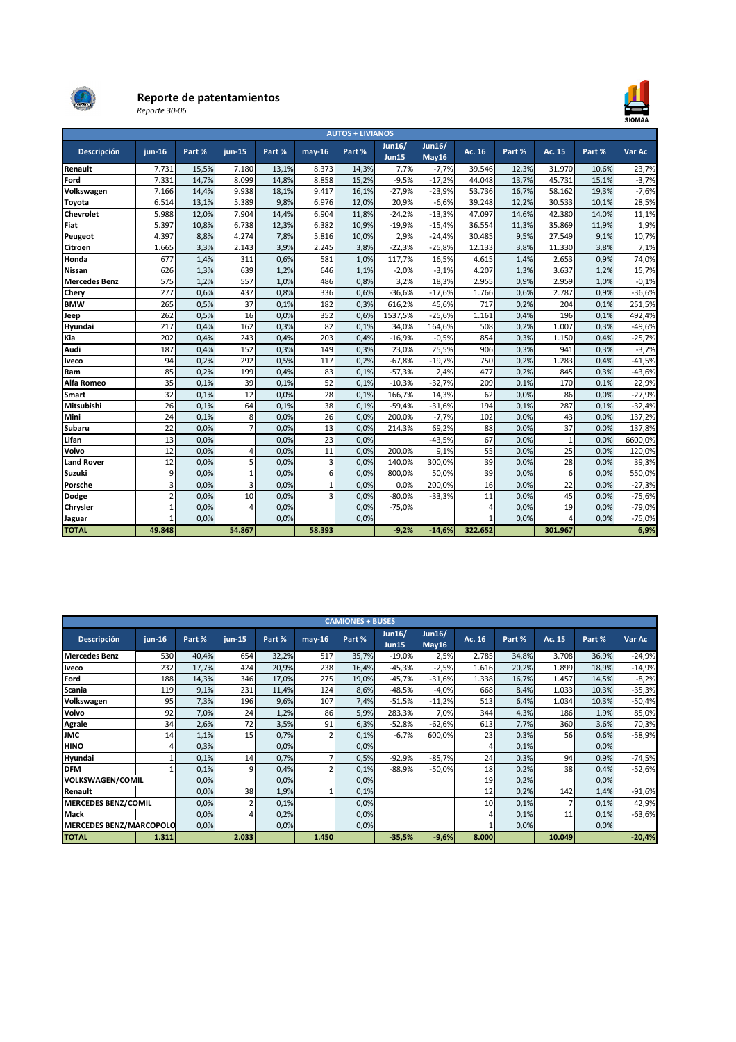# Reporte de patentamientos

*Reporte 30-06*

| AUTOS + LIVIANOS | | | | | | | | | | | | | |
|---|---|---|---|---|---|---|---|---|---|---|---|---|---|
| Descripción | jun-16 | Part % | jun-15 | Part % | may-16 | Part % | Jun16/ Jun15 | Jun16/ May16 | Ac. 16 | Part % | Ac. 15 | Part % | Var Ac |
| Renault | 7.731 | 15,5% | 7.180 | 13,1% | 8.373 | 14,3% | 7,7% | -7,7% | 39.546 | 12,3% | 31.970 | 10,6% | 23,7% |
| Ford | 7.331 | 14,7% | 8.099 | 14,8% | 8.858 | 15,2% | -9,5% | -17,2% | 44.048 | 13,7% | 45.731 | 15,1% | -3,7% |
| Volkswagen | 7.166 | 14,4% | 9.938 | 18,1% | 9.417 | 16,1% | -27,9% | -23,9% | 53.736 | 16,7% | 58.162 | 19,3% | -7,6% |
| Toyota | 6.514 | 13,1% | 5.389 | 9,8% | 6.976 | 12,0% | 20,9% | -6,6% | 39.248 | 12,2% | 30.533 | 10,1% | 28,5% |
| Chevrolet | 5.988 | 12,0% | 7.904 | 14,4% | 6.904 | 11,8% | -24,2% | -13,3% | 47.097 | 14,6% | 42.380 | 14,0% | 11,1% |
| Fiat | 5.397 | 10,8% | 6.738 | 12,3% | 6.382 | 10,9% | -19,9% | -15,4% | 36.554 | 11,3% | 35.869 | 11,9% | 1,9% |
| Peugeot | 4.397 | 8,8% | 4.274 | 7,8% | 5.816 | 10,0% | 2,9% | -24,4% | 30.485 | 9,5% | 27.549 | 9,1% | 10,7% |
| Citroen | 1.665 | 3,3% | 2.143 | 3,9% | 2.245 | 3,8% | -22,3% | -25,8% | 12.133 | 3,8% | 11.330 | 3,8% | 7,1% |
| Honda | 677 | 1,4% | 311 | 0,6% | 581 | 1,0% | 117,7% | 16,5% | 4.615 | 1,4% | 2.653 | 0,9% | 74,0% |
| Nissan | 626 | 1,3% | 639 | 1,2% | 646 | 1,1% | -2,0% | -3,1% | 4.207 | 1,3% | 3.637 | 1,2% | 15,7% |
| Mercedes Benz | 575 | 1,2% | 557 | 1,0% | 486 | 0,8% | 3,2% | 18,3% | 2.955 | 0,9% | 2.959 | 1,0% | -0,1% |
| Chery | 277 | 0,6% | 437 | 0,8% | 336 | 0,6% | -36,6% | -17,6% | 1.766 | 0,6% | 2.787 | 0,9% | -36,6% |
| BMW | 265 | 0,5% | 37 | 0,1% | 182 | 0,3% | 616,2% | 45,6% | 717 | 0,2% | 204 | 0,1% | 251,5% |
| Jeep | 262 | 0,5% | 16 | 0,0% | 352 | 0,6% | 1537,5% | -25,6% | 1.161 | 0,4% | 196 | 0,1% | 492,4% |
| Hyundai | 217 | 0,4% | 162 | 0,3% | 82 | 0,1% | 34,0% | 164,6% | 508 | 0,2% | 1.007 | 0,3% | -49,6% |
| Kia | 202 | 0,4% | 243 | 0,4% | 203 | 0,4% | -16,9% | -0,5% | 854 | 0,3% | 1.150 | 0,4% | -25,7% |
| Audi | 187 | 0,4% | 152 | 0,3% | 149 | 0,3% | 23,0% | 25,5% | 906 | 0,3% | 941 | 0,3% | -3,7% |
| Iveco | 94 | 0,2% | 292 | 0,5% | 117 | 0,2% | -67,8% | -19,7% | 750 | 0,2% | 1.283 | 0,4% | -41,5% |
| Ram | 85 | 0,2% | 199 | 0,4% | 83 | 0,1% | -57,3% | 2,4% | 477 | 0,2% | 845 | 0,3% | -43,6% |
| Alfa Romeo | 35 | 0,1% | 39 | 0,1% | 52 | 0,1% | -10,3% | -32,7% | 209 | 0,1% | 170 | 0,1% | 22,9% |
| Smart | 32 | 0,1% | 12 | 0,0% | 28 | 0,1% | 166,7% | 14,3% | 62 | 0,0% | 86 | 0,0% | -27,9% |
| Mitsubishi | 26 | 0,1% | 64 | 0,1% | 38 | 0,1% | -59,4% | -31,6% | 194 | 0,1% | 287 | 0,1% | -32,4% |
| Mini | 24 | 0,1% | 8 | 0,0% | 26 | 0,0% | 200,0% | -7,7% | 102 | 0,0% | 43 | 0,0% | 137,2% |
| Subaru | 22 | 0,0% | 7 | 0,0% | 13 | 0,0% | 214,3% | 69,2% | 88 | 0,0% | 37 | 0,0% | 137,8% |
| Lifan | 13 | 0,0% | | 0,0% | 23 | 0,0% | | -43,5% | 67 | 0,0% | 1 | 0,0% | 6600,0% |
| Volvo | 12 | 0,0% | 4 | 0,0% | 11 | 0,0% | 200,0% | 9,1% | 55 | 0,0% | 25 | 0,0% | 120,0% |
| Land Rover | 12 | 0,0% | 5 | 0,0% | 3 | 0,0% | 140,0% | 300,0% | 39 | 0,0% | 28 | 0,0% | 39,3% |
| Suzuki | 9 | 0,0% | 1 | 0,0% | 6 | 0,0% | 800,0% | 50,0% | 39 | 0,0% | 6 | 0,0% | 550,0% |
| Porsche | 3 | 0,0% | 3 | 0,0% | 1 | 0,0% | 0,0% | 200,0% | 16 | 0,0% | 22 | 0,0% | -27,3% |
| Dodge | 2 | 0,0% | 10 | 0,0% | 3 | 0,0% | -80,0% | -33,3% | 11 | 0,0% | 45 | 0,0% | -75,6% |
| Chrysler | 1 | 0,0% | 4 | 0,0% | | 0,0% | -75,0% | | 4 | 0,0% | 19 | 0,0% | -79,0% |
| Jaguar | 1 | 0,0% | | 0,0% | | 0,0% | | | 1 | 0,0% | 4 | 0,0% | -75,0% |
| TOTAL | 49.848 | | 54.867 | | 58.393 | | -9,2% | -14,6% | 322.652 | | 301.967 | | 6,9% |

| CAMIONES + BUSES | | | | | | | | | | | | | |
|---|---|---|---|---|---|---|---|---|---|---|---|---|---|
| Descripción | jun-16 | Part % | jun-15 | Part % | may-16 | Part % | Jun16/ Jun15 | Jun16/ May16 | Ac. 16 | Part % | Ac. 15 | Part % | Var Ac |
| Mercedes Benz | 530 | 40,4% | 654 | 32,2% | 517 | 35,7% | -19,0% | 2,5% | 2.785 | 34,8% | 3.708 | 36,9% | -24,9% |
| Iveco | 232 | 17,7% | 424 | 20,9% | 238 | 16,4% | -45,3% | -2,5% | 1.616 | 20,2% | 1.899 | 18,9% | -14,9% |
| Ford | 188 | 14,3% | 346 | 17,0% | 275 | 19,0% | -45,7% | -31,6% | 1.338 | 16,7% | 1.457 | 14,5% | -8,2% |
| Scania | 119 | 9,1% | 231 | 11,4% | 124 | 8,6% | -48,5% | -4,0% | 668 | 8,4% | 1.033 | 10,3% | -35,3% |
| Volkswagen | 95 | 7,3% | 196 | 9,6% | 107 | 7,4% | -51,5% | -11,2% | 513 | 6,4% | 1.034 | 10,3% | -50,4% |
| Volvo | 92 | 7,0% | 24 | 1,2% | 86 | 5,9% | 283,3% | 7,0% | 344 | 4,3% | 186 | 1,9% | 85,0% |
| Agrale | 34 | 2,6% | 72 | 3,5% | 91 | 6,3% | -52,8% | -62,6% | 613 | 7,7% | 360 | 3,6% | 70,3% |
| JMC | 14 | 1,1% | 15 | 0,7% | 2 | 0,1% | -6,7% | 600,0% | 23 | 0,3% | 56 | 0,6% | -58,9% |
| HINO | 4 | 0,3% | | 0,0% | | 0,0% | | | 4 | 0,1% | | 0,0% | |
| Hyundai | 1 | 0,1% | 14 | 0,7% | 7 | 0,5% | -92,9% | -85,7% | 24 | 0,3% | 94 | 0,9% | -74,5% |
| DFM | 1 | 0,1% | 9 | 0,4% | 2 | 0,1% | -88,9% | -50,0% | 18 | 0,2% | 38 | 0,4% | -52,6% |
| VOLKSWAGEN/COMIL | | 0,0% | | 0,0% | | 0,0% | | | 19 | 0,2% | | 0,0% | |
| Renault | | 0,0% | 38 | 1,9% | 1 | 0,1% | | | 12 | 0,2% | 142 | 1,4% | -91,6% |
| MERCEDES BENZ/COMIL | | 0,0% | 2 | 0,1% | | 0,0% | | | 10 | 0,1% | 7 | 0,1% | 42,9% |
| Mack | | 0,0% | 4 | 0,2% | | 0,0% | | | 4 | 0,1% | 11 | 0,1% | -63,6% |
| MERCEDES BENZ/MARCOPOLO | | 0,0% | | 0,0% | | 0,0% | | | 1 | 0,0% | | 0,0% | |
| TOTAL | 1.311 | | 2.033 | | 1.450 | | -35,5% | -9,6% | 8.000 | | 10.049 | | -20,4% |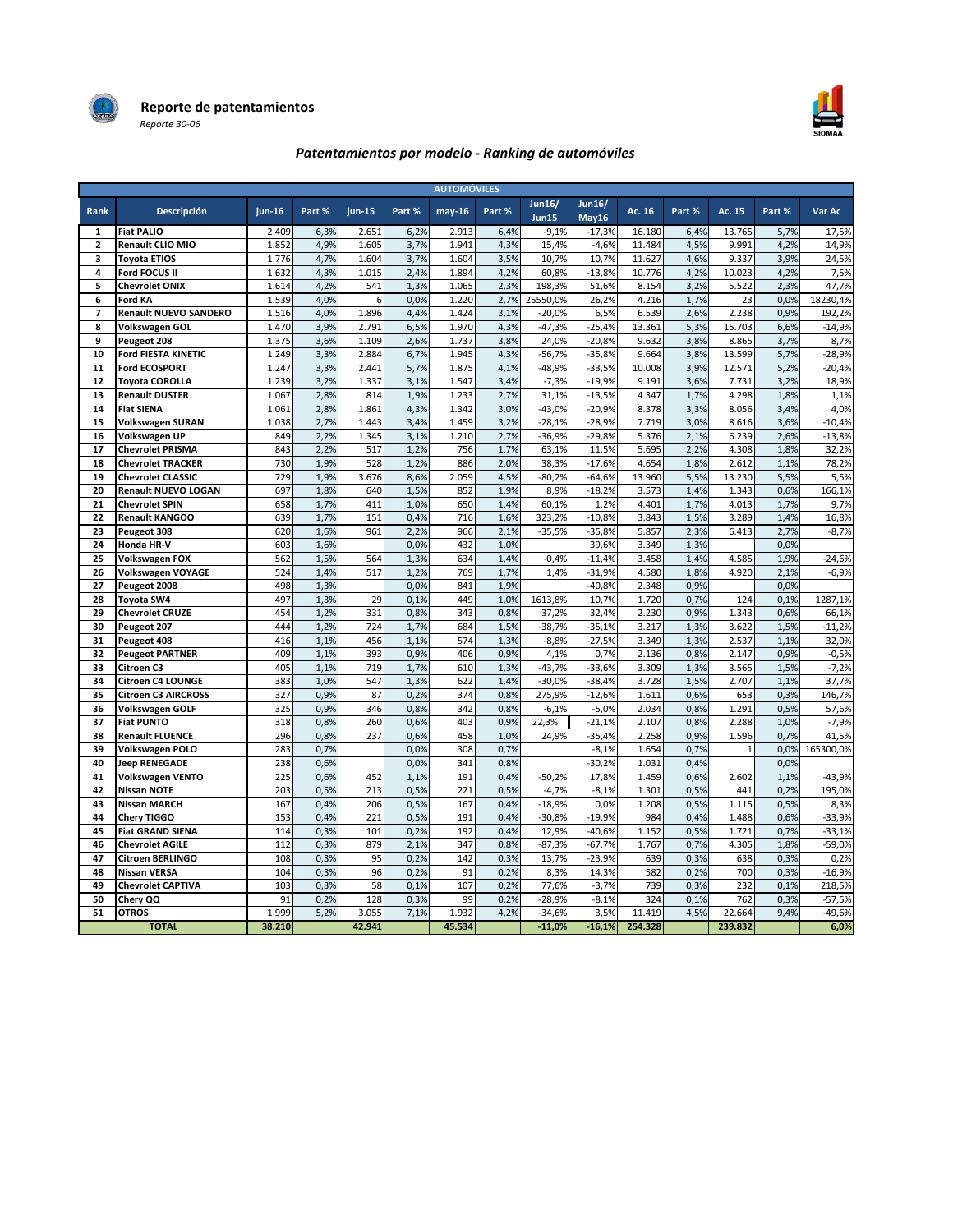# Reporte de patentamientos

*Reporte 30-06*

## *Patentamientos por modelo - Ranking de automóviles*

| AUTOMÓVILES | | | | | | | | | | | | | | | |
|---|---|---|---|---|---|---|---|---|---|---|---|---|---|---|---|
| Rank | Descripción | jun-16 | Part % | jun-15 | Part % | may-16 | Part % | Jun16/ Jun15 | Jun16/ May16 | Ac. 16 | Part % | Ac. 15 | Part % | Var Ac |
| 1 | **Fiat PALIO** | 2.409 | 6,3% | 2.651 | 6,2% | 2.913 | 6,4% | -9,1% | -17,3% | 16.180 | 6,4% | 13.765 | 5,7% | 17,5% |
| 2 | **Renault CLIO MIO** | 1.852 | 4,9% | 1.605 | 3,7% | 1.941 | 4,3% | 15,4% | -4,6% | 11.484 | 4,5% | 9.991 | 4,2% | 14,9% |
| 3 | **Toyota ETIOS** | 1.776 | 4,7% | 1.604 | 3,7% | 1.604 | 3,5% | 10,7% | 10,7% | 11.627 | 4,6% | 9.337 | 3,9% | 24,5% |
| 4 | **Ford FOCUS II** | 1.632 | 4,3% | 1.015 | 2,4% | 1.894 | 4,2% | 60,8% | -13,8% | 10.776 | 4,2% | 10.023 | 4,2% | 7,5% |
| 5 | **Chevrolet ONIX** | 1.614 | 4,2% | 541 | 1,3% | 1.065 | 2,3% | 198,3% | 51,6% | 8.154 | 3,2% | 5.522 | 2,3% | 47,7% |
| 6 | **Ford KA** | 1.539 | 4,0% | 6 | 0,0% | 1.220 | 2,7% | 25550,0% | 26,2% | 4.216 | 1,7% | 23 | 0,0% | 18230,4% |
| 7 | **Renault NUEVO SANDERO** | 1.516 | 4,0% | 1.896 | 4,4% | 1.424 | 3,1% | -20,0% | 6,5% | 6.539 | 2,6% | 2.238 | 0,9% | 192,2% |
| 8 | **Volkswagen GOL** | 1.470 | 3,9% | 2.791 | 6,5% | 1.970 | 4,3% | -47,3% | -25,4% | 13.361 | 5,3% | 15.703 | 6,6% | -14,9% |
| 9 | **Peugeot 208** | 1.375 | 3,6% | 1.109 | 2,6% | 1.737 | 3,8% | 24,0% | -20,8% | 9.632 | 3,8% | 8.865 | 3,7% | 8,7% |
| 10 | **Ford FIESTA KINETIC** | 1.249 | 3,3% | 2.884 | 6,7% | 1.945 | 4,3% | -56,7% | -35,8% | 9.664 | 3,8% | 13.599 | 5,7% | -28,9% |
| 11 | **Ford ECOSPORT** | 1.247 | 3,3% | 2.441 | 5,7% | 1.875 | 4,1% | -48,9% | -33,5% | 10.008 | 3,9% | 12.571 | 5,2% | -20,4% |
| 12 | **Toyota COROLLA** | 1.239 | 3,2% | 1.337 | 3,1% | 1.547 | 3,4% | -7,3% | -19,9% | 9.191 | 3,6% | 7.731 | 3,2% | 18,9% |
| 13 | **Renault DUSTER** | 1.067 | 2,8% | 814 | 1,9% | 1.233 | 2,7% | 31,1% | -13,5% | 4.347 | 1,7% | 4.298 | 1,8% | 1,1% |
| 14 | **Fiat SIENA** | 1.061 | 2,8% | 1.861 | 4,3% | 1.342 | 3,0% | -43,0% | -20,9% | 8.378 | 3,3% | 8.056 | 3,4% | 4,0% |
| 15 | **Volkswagen SURAN** | 1.038 | 2,7% | 1.443 | 3,4% | 1.459 | 3,2% | -28,1% | -28,9% | 7.719 | 3,0% | 8.616 | 3,6% | -10,4% |
| 16 | **Volkswagen UP** | 849 | 2,2% | 1.345 | 3,1% | 1.210 | 2,7% | -36,9% | -29,8% | 5.376 | 2,1% | 6.239 | 2,6% | -13,8% |
| 17 | **Chevrolet PRISMA** | 843 | 2,2% | 517 | 1,2% | 756 | 1,7% | 63,1% | 11,5% | 5.695 | 2,2% | 4.308 | 1,8% | 32,2% |
| 18 | **Chevrolet TRACKER** | 730 | 1,9% | 528 | 1,2% | 886 | 2,0% | 38,3% | -17,6% | 4.654 | 1,8% | 2.612 | 1,1% | 78,2% |
| 19 | **Chevrolet CLASSIC** | 729 | 1,9% | 3.676 | 8,6% | 2.059 | 4,5% | -80,2% | -64,6% | 13.960 | 5,5% | 13.230 | 5,5% | 5,5% |
| 20 | **Renault NUEVO LOGAN** | 697 | 1,8% | 640 | 1,5% | 852 | 1,9% | 8,9% | -18,2% | 3.573 | 1,4% | 1.343 | 0,6% | 166,1% |
| 21 | **Chevrolet SPIN** | 658 | 1,7% | 411 | 1,0% | 650 | 1,4% | 60,1% | 1,2% | 4.401 | 1,7% | 4.013 | 1,7% | 9,7% |
| 22 | **Renault KANGOO** | 639 | 1,7% | 151 | 0,4% | 716 | 1,6% | 323,2% | -10,8% | 3.843 | 1,5% | 3.289 | 1,4% | 16,8% |
| 23 | **Peugeot 308** | 620 | 1,6% | 961 | 2,2% | 966 | 2,1% | -35,5% | -35,8% | 5.857 | 2,3% | 6.413 | 2,7% | -8,7% |
| 24 | **Honda HR-V** | 603 | 1,6% | | 0,0% | 432 | 1,0% | | 39,6% | 3.349 | 1,3% | | 0,0% | |
| 25 | **Volkswagen FOX** | 562 | 1,5% | 564 | 1,3% | 634 | 1,4% | -0,4% | -11,4% | 3.458 | 1,4% | 4.585 | 1,9% | -24,6% |
| 26 | **Volkswagen VOYAGE** | 524 | 1,4% | 517 | 1,2% | 769 | 1,7% | 1,4% | -31,9% | 4.580 | 1,8% | 4.920 | 2,1% | -6,9% |
| 27 | **Peugeot 2008** | 498 | 1,3% | | 0,0% | 841 | 1,9% | | -40,8% | 2.348 | 0,9% | | 0,0% | |
| 28 | **Toyota SW4** | 497 | 1,3% | 29 | 0,1% | 449 | 1,0% | 1613,8% | 10,7% | 1.720 | 0,7% | 124 | 0,1% | 1287,1% |
| 29 | **Chevrolet CRUZE** | 454 | 1,2% | 331 | 0,8% | 343 | 0,8% | 37,2% | 32,4% | 2.230 | 0,9% | 1.343 | 0,6% | 66,1% |
| 30 | **Peugeot 207** | 444 | 1,2% | 724 | 1,7% | 684 | 1,5% | -38,7% | -35,1% | 3.217 | 1,3% | 3.622 | 1,5% | -11,2% |
| 31 | **Peugeot 408** | 416 | 1,1% | 456 | 1,1% | 574 | 1,3% | -8,8% | -27,5% | 3.349 | 1,3% | 2.537 | 1,1% | 32,0% |
| 32 | **Peugeot PARTNER** | 409 | 1,1% | 393 | 0,9% | 406 | 0,9% | 4,1% | 0,7% | 2.136 | 0,8% | 2.147 | 0,9% | -0,5% |
| 33 | **Citroen C3** | 405 | 1,1% | 719 | 1,7% | 610 | 1,3% | -43,7% | -33,6% | 3.309 | 1,3% | 3.565 | 1,5% | -7,2% |
| 34 | **Citroen C4 LOUNGE** | 383 | 1,0% | 547 | 1,3% | 622 | 1,4% | -30,0% | -38,4% | 3.728 | 1,5% | 2.707 | 1,1% | 37,7% |
| 35 | **Citroen C3 AIRCROSS** | 327 | 0,9% | 87 | 0,2% | 374 | 0,8% | 275,9% | -12,6% | 1.611 | 0,6% | 653 | 0,3% | 146,7% |
| 36 | **Volkswagen GOLF** | 325 | 0,9% | 346 | 0,8% | 342 | 0,8% | -6,1% | -5,0% | 2.034 | 0,8% | 1.291 | 0,5% | 57,6% |
| 37 | **Fiat PUNTO** | 318 | 0,8% | 260 | 0,6% | 403 | 0,9% | 22,3% | -21,1% | 2.107 | 0,8% | 2.288 | 1,0% | -7,9% |
| 38 | **Renault FLUENCE** | 296 | 0,8% | 237 | 0,6% | 458 | 1,0% | 24,9% | -35,4% | 2.258 | 0,9% | 1.596 | 0,7% | 41,5% |
| 39 | **Volkswagen POLO** | 283 | 0,7% | | 0,0% | 308 | 0,7% | | -8,1% | 1.654 | 0,7% | 1 | 0,0% | 165300,0% |
| 40 | **Jeep RENEGADE** | 238 | 0,6% | | 0,0% | 341 | 0,8% | | -30,2% | 1.031 | 0,4% | | 0,0% | |
| 41 | **Volkswagen VENTO** | 225 | 0,6% | 452 | 1,1% | 191 | 0,4% | -50,2% | 17,8% | 1.459 | 0,6% | 2.602 | 1,1% | -43,9% |
| 42 | **Nissan NOTE** | 203 | 0,5% | 213 | 0,5% | 221 | 0,5% | -4,7% | -8,1% | 1.301 | 0,5% | 441 | 0,2% | 195,0% |
| 43 | **Nissan MARCH** | 167 | 0,4% | 206 | 0,5% | 167 | 0,4% | -18,9% | 0,0% | 1.208 | 0,5% | 1.115 | 0,5% | 8,3% |
| 44 | **Chery TIGGO** | 153 | 0,4% | 221 | 0,5% | 191 | 0,4% | -30,8% | -19,9% | 984 | 0,4% | 1.488 | 0,6% | -33,9% |
| 45 | **Fiat GRAND SIENA** | 114 | 0,3% | 101 | 0,2% | 192 | 0,4% | 12,9% | -40,6% | 1.152 | 0,5% | 1.721 | 0,7% | -33,1% |
| 46 | **Chevrolet AGILE** | 112 | 0,3% | 879 | 2,1% | 347 | 0,8% | -87,3% | -67,7% | 1.767 | 0,7% | 4.305 | 1,8% | -59,0% |
| 47 | **Citroen BERLINGO** | 108 | 0,3% | 95 | 0,2% | 142 | 0,3% | 13,7% | -23,9% | 639 | 0,3% | 638 | 0,3% | 0,2% |
| 48 | **Nissan VERSA** | 104 | 0,3% | 96 | 0,2% | 91 | 0,2% | 8,3% | 14,3% | 582 | 0,2% | 700 | 0,3% | -16,9% |
| 49 | **Chevrolet CAPTIVA** | 103 | 0,3% | 58 | 0,1% | 107 | 0,2% | 77,6% | -3,7% | 739 | 0,3% | 232 | 0,1% | 218,5% |
| 50 | **Chery QQ** | 91 | 0,2% | 128 | 0,3% | 99 | 0,2% | -28,9% | -8,1% | 324 | 0,1% | 762 | 0,3% | -57,5% |
| 51 | **OTROS** | 1.999 | 5,2% | 3.055 | 7,1% | 1.932 | 4,2% | -34,6% | 3,5% | 11.419 | 4,5% | 22.664 | 9,4% | -49,6% |
| | **TOTAL** | **38.210** | | **42.941** | | **45.534** | | **-11,0%** | **-16,1%** | **254.328** | | **239.832** | | **6,0%** |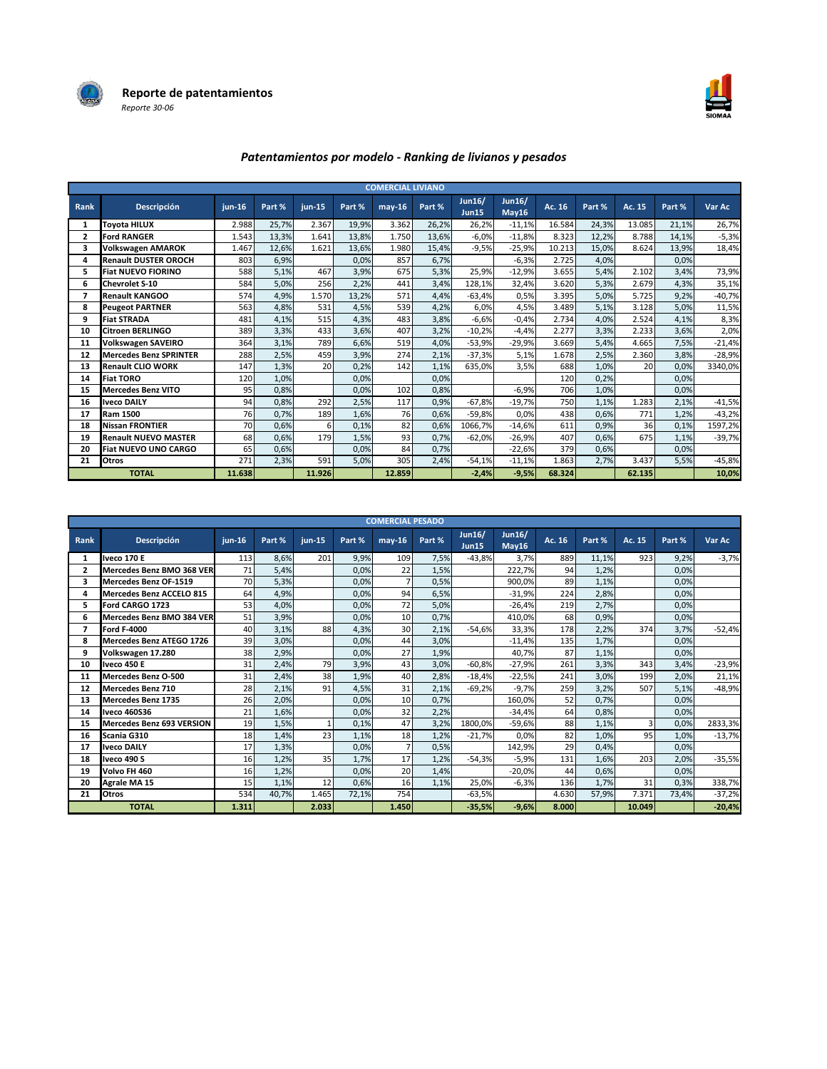**Reporte de patentamientos**

*Reporte 30-06*

## *Patentamientos por modelo - Ranking de livianos y pesados*

| COMERCIAL LIVIANO | | | | | | | | | | | | | | |
|---|---|---|---|---|---|---|---|---|---|---|---|---|---|---|
| Rank | Descripción | jun-16 | Part % | jun-15 | Part % | may-16 | Part % | Jun16/ Jun15 | Jun16/ May16 | Ac. 16 | Part % | Ac. 15 | Part % | Var Ac |
| 1 | Toyota HILUX | 2.988 | 25,7% | 2.367 | 19,9% | 3.362 | 26,2% | 26,2% | -11,1% | 16.584 | 24,3% | 13.085 | 21,1% | 26,7% |
| 2 | Ford RANGER | 1.543 | 13,3% | 1.641 | 13,8% | 1.750 | 13,6% | -6,0% | -11,8% | 8.323 | 12,2% | 8.788 | 14,1% | -5,3% |
| 3 | Volkswagen AMAROK | 1.467 | 12,6% | 1.621 | 13,6% | 1.980 | 15,4% | -9,5% | -25,9% | 10.213 | 15,0% | 8.624 | 13,9% | 18,4% |
| 4 | Renault DUSTER OROCH | 803 | 6,9% | | 0,0% | 857 | 6,7% | | -6,3% | 2.725 | 4,0% | | 0,0% | |
| 5 | Fiat NUEVO FIORINO | 588 | 5,1% | 467 | 3,9% | 675 | 5,3% | 25,9% | -12,9% | 3.655 | 5,4% | 2.102 | 3,4% | 73,9% |
| 6 | Chevrolet S-10 | 584 | 5,0% | 256 | 2,2% | 441 | 3,4% | 128,1% | 32,4% | 3.620 | 5,3% | 2.679 | 4,3% | 35,1% |
| 7 | Renault KANGOO | 574 | 4,9% | 1.570 | 13,2% | 571 | 4,4% | -63,4% | 0,5% | 3.395 | 5,0% | 5.725 | 9,2% | -40,7% |
| 8 | Peugeot PARTNER | 563 | 4,8% | 531 | 4,5% | 539 | 4,2% | 6,0% | 4,5% | 3.489 | 5,1% | 3.128 | 5,0% | 11,5% |
| 9 | Fiat STRADA | 481 | 4,1% | 515 | 4,3% | 483 | 3,8% | -6,6% | -0,4% | 2.734 | 4,0% | 2.524 | 4,1% | 8,3% |
| 10 | Citroen BERLINGO | 389 | 3,3% | 433 | 3,6% | 407 | 3,2% | -10,2% | -4,4% | 2.277 | 3,3% | 2.233 | 3,6% | 2,0% |
| 11 | Volkswagen SAVEIRO | 364 | 3,1% | 789 | 6,6% | 519 | 4,0% | -53,9% | -29,9% | 3.669 | 5,4% | 4.665 | 7,5% | -21,4% |
| 12 | Mercedes Benz SPRINTER | 288 | 2,5% | 459 | 3,9% | 274 | 2,1% | -37,3% | 5,1% | 1.678 | 2,5% | 2.360 | 3,8% | -28,9% |
| 13 | Renault CLIO WORK | 147 | 1,3% | 20 | 0,2% | 142 | 1,1% | 635,0% | 3,5% | 688 | 1,0% | 20 | 0,0% | 3340,0% |
| 14 | Fiat TORO | 120 | 1,0% | | 0,0% | | 0,0% | | | 120 | 0,2% | | 0,0% | |
| 15 | Mercedes Benz VITO | 95 | 0,8% | | 0,0% | 102 | 0,8% | | -6,9% | 706 | 1,0% | | 0,0% | |
| 16 | Iveco DAILY | 94 | 0,8% | 292 | 2,5% | 117 | 0,9% | -67,8% | -19,7% | 750 | 1,1% | 1.283 | 2,1% | -41,5% |
| 17 | Ram 1500 | 76 | 0,7% | 189 | 1,6% | 76 | 0,6% | -59,8% | 0,0% | 438 | 0,6% | 771 | 1,2% | -43,2% |
| 18 | Nissan FRONTIER | 70 | 0,6% | 6 | 0,1% | 82 | 0,6% | 1066,7% | -14,6% | 611 | 0,9% | 36 | 0,1% | 1597,2% |
| 19 | Renault NUEVO MASTER | 68 | 0,6% | 179 | 1,5% | 93 | 0,7% | -62,0% | -26,9% | 407 | 0,6% | 675 | 1,1% | -39,7% |
| 20 | Fiat NUEVO UNO CARGO | 65 | 0,6% | | 0,0% | 84 | 0,7% | | -22,6% | 379 | 0,6% | | 0,0% | |
| 21 | Otros | 271 | 2,3% | 591 | 5,0% | 305 | 2,4% | -54,1% | -11,1% | 1.863 | 2,7% | 3.437 | 5,5% | -45,8% |
| | **TOTAL** | **11.638** | | **11.926** | | **12.859** | | **-2,4%** | **-9,5%** | **68.324** | | **62.135** | | **10,0%** |

| COMERCIAL PESADO | | | | | | | | | | | | | | |
|---|---|---|---|---|---|---|---|---|---|---|---|---|---|---|
| Rank | Descripción | jun-16 | Part % | jun-15 | Part % | may-16 | Part % | Jun16/ Jun15 | Jun16/ May16 | Ac. 16 | Part % | Ac. 15 | Part % | Var Ac |
| 1 | Iveco 170 E | 113 | 8,6% | 201 | 9,9% | 109 | 7,5% | -43,8% | 3,7% | 889 | 11,1% | 923 | 9,2% | -3,7% |
| 2 | Mercedes Benz BMO 368 VER | 71 | 5,4% | | 0,0% | 22 | 1,5% | | 222,7% | 94 | 1,2% | | 0,0% | |
| 3 | Mercedes Benz OF-1519 | 70 | 5,3% | | 0,0% | 7 | 0,5% | | 900,0% | 89 | 1,1% | | 0,0% | |
| 4 | Mercedes Benz ACCELO 815 | 64 | 4,9% | | 0,0% | 94 | 6,5% | | -31,9% | 224 | 2,8% | | 0,0% | |
| 5 | Ford CARGO 1723 | 53 | 4,0% | | 0,0% | 72 | 5,0% | | -26,4% | 219 | 2,7% | | 0,0% | |
| 6 | Mercedes Benz BMO 384 VER | 51 | 3,9% | | 0,0% | 10 | 0,7% | | 410,0% | 68 | 0,9% | | 0,0% | |
| 7 | Ford F-4000 | 40 | 3,1% | 88 | 4,3% | 30 | 2,1% | -54,6% | 33,3% | 178 | 2,2% | 374 | 3,7% | -52,4% |
| 8 | Mercedes Benz ATEGO 1726 | 39 | 3,0% | | 0,0% | 44 | 3,0% | | -11,4% | 135 | 1,7% | | 0,0% | |
| 9 | Volkswagen 17.280 | 38 | 2,9% | | 0,0% | 27 | 1,9% | | 40,7% | 87 | 1,1% | | 0,0% | |
| 10 | Iveco 450 E | 31 | 2,4% | 79 | 3,9% | 43 | 3,0% | -60,8% | -27,9% | 261 | 3,3% | 343 | 3,4% | -23,9% |
| 11 | Mercedes Benz O-500 | 31 | 2,4% | 38 | 1,9% | 40 | 2,8% | -18,4% | -22,5% | 241 | 3,0% | 199 | 2,0% | 21,1% |
| 12 | Mercedes Benz 710 | 28 | 2,1% | 91 | 4,5% | 31 | 2,1% | -69,2% | -9,7% | 259 | 3,2% | 507 | 5,1% | -48,9% |
| 13 | Mercedes Benz 1735 | 26 | 2,0% | | 0,0% | 10 | 0,7% | | 160,0% | 52 | 0,7% | | 0,0% | |
| 14 | Iveco 460S36 | 21 | 1,6% | | 0,0% | 32 | 2,2% | | -34,4% | 64 | 0,8% | | 0,0% | |
| 15 | Mercedes Benz 693 VERSION | 19 | 1,5% | 1 | 0,1% | 47 | 3,2% | 1800,0% | -59,6% | 88 | 1,1% | 3 | 0,0% | 2833,3% |
| 16 | Scania G310 | 18 | 1,4% | 23 | 1,1% | 18 | 1,2% | -21,7% | 0,0% | 82 | 1,0% | 95 | 1,0% | -13,7% |
| 17 | Iveco DAILY | 17 | 1,3% | | 0,0% | 7 | 0,5% | | 142,9% | 29 | 0,4% | | 0,0% | |
| 18 | Iveco 490 S | 16 | 1,2% | 35 | 1,7% | 17 | 1,2% | -54,3% | -5,9% | 131 | 1,6% | 203 | 2,0% | -35,5% |
| 19 | Volvo FH 460 | 16 | 1,2% | | 0,0% | 20 | 1,4% | | -20,0% | 44 | 0,6% | | 0,0% | |
| 20 | Agrale MA 15 | 15 | 1,1% | 12 | 0,6% | 16 | 1,1% | 25,0% | -6,3% | 136 | 1,7% | 31 | 0,3% | 338,7% |
| 21 | Otros | 534 | 40,7% | 1.465 | 72,1% | 754 | | -63,5% | | 4.630 | 57,9% | 7.371 | 73,4% | -37,2% |
| | **TOTAL** | **1.311** | | **2.033** | | **1.450** | | **-35,5%** | **-9,6%** | **8.000** | | **10.049** | | **-20,4%** |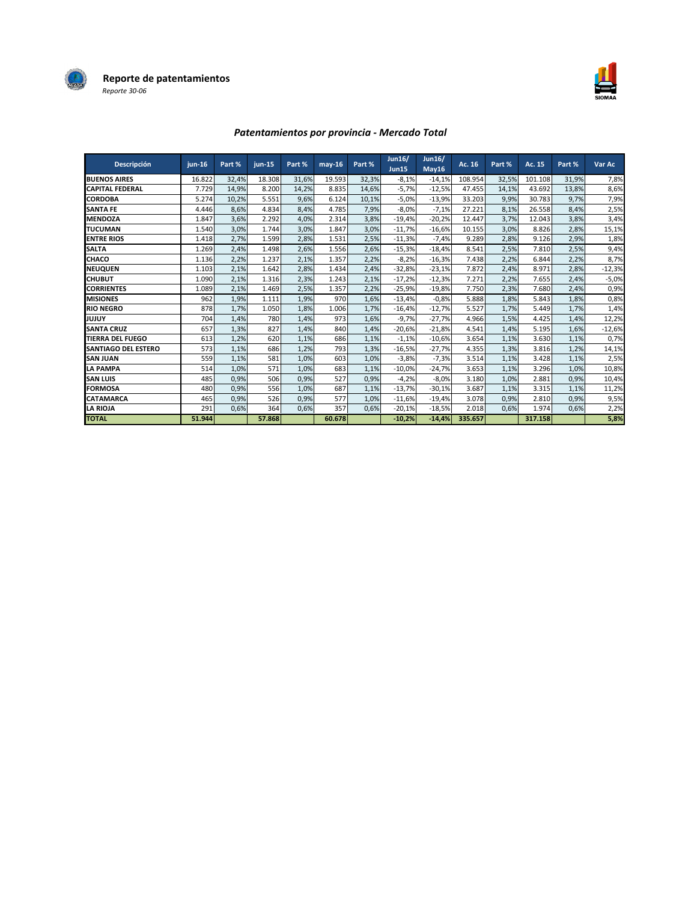**Reporte de patentamientos**

*Reporte 30-06*

## *Patentamientos por provincia - Mercado Total*

| Descripción | jun-16 | Part % | jun-15 | Part % | may-16 | Part % | Jun16/ Jun15 | Jun16/ May16 | Ac. 16 | Part % | Ac. 15 | Part % | Var Ac |
|---|---|---|---|---|---|---|---|---|---|---|---|---|---|
| **BUENOS AIRES** | 16.822 | 32,4% | 18.308 | 31,6% | 19.593 | 32,3% | -8,1% | -14,1% | 108.954 | 32,5% | 101.108 | 31,9% | 7,8% |
| **CAPITAL FEDERAL** | 7.729 | 14,9% | 8.200 | 14,2% | 8.835 | 14,6% | -5,7% | -12,5% | 47.455 | 14,1% | 43.692 | 13,8% | 8,6% |
| **CORDOBA** | 5.274 | 10,2% | 5.551 | 9,6% | 6.124 | 10,1% | -5,0% | -13,9% | 33.203 | 9,9% | 30.783 | 9,7% | 7,9% |
| **SANTA FE** | 4.446 | 8,6% | 4.834 | 8,4% | 4.785 | 7,9% | -8,0% | -7,1% | 27.221 | 8,1% | 26.558 | 8,4% | 2,5% |
| **MENDOZA** | 1.847 | 3,6% | 2.292 | 4,0% | 2.314 | 3,8% | -19,4% | -20,2% | 12.447 | 3,7% | 12.043 | 3,8% | 3,4% |
| **TUCUMAN** | 1.540 | 3,0% | 1.744 | 3,0% | 1.847 | 3,0% | -11,7% | -16,6% | 10.155 | 3,0% | 8.826 | 2,8% | 15,1% |
| **ENTRE RIOS** | 1.418 | 2,7% | 1.599 | 2,8% | 1.531 | 2,5% | -11,3% | -7,4% | 9.289 | 2,8% | 9.126 | 2,9% | 1,8% |
| **SALTA** | 1.269 | 2,4% | 1.498 | 2,6% | 1.556 | 2,6% | -15,3% | -18,4% | 8.541 | 2,5% | 7.810 | 2,5% | 9,4% |
| **CHACO** | 1.136 | 2,2% | 1.237 | 2,1% | 1.357 | 2,2% | -8,2% | -16,3% | 7.438 | 2,2% | 6.844 | 2,2% | 8,7% |
| **NEUQUEN** | 1.103 | 2,1% | 1.642 | 2,8% | 1.434 | 2,4% | -32,8% | -23,1% | 7.872 | 2,4% | 8.971 | 2,8% | -12,3% |
| **CHUBUT** | 1.090 | 2,1% | 1.316 | 2,3% | 1.243 | 2,1% | -17,2% | -12,3% | 7.271 | 2,2% | 7.655 | 2,4% | -5,0% |
| **CORRIENTES** | 1.089 | 2,1% | 1.469 | 2,5% | 1.357 | 2,2% | -25,9% | -19,8% | 7.750 | 2,3% | 7.680 | 2,4% | 0,9% |
| **MISIONES** | 962 | 1,9% | 1.111 | 1,9% | 970 | 1,6% | -13,4% | -0,8% | 5.888 | 1,8% | 5.843 | 1,8% | 0,8% |
| **RIO NEGRO** | 878 | 1,7% | 1.050 | 1,8% | 1.006 | 1,7% | -16,4% | -12,7% | 5.527 | 1,7% | 5.449 | 1,7% | 1,4% |
| **JUJUY** | 704 | 1,4% | 780 | 1,4% | 973 | 1,6% | -9,7% | -27,7% | 4.966 | 1,5% | 4.425 | 1,4% | 12,2% |
| **SANTA CRUZ** | 657 | 1,3% | 827 | 1,4% | 840 | 1,4% | -20,6% | -21,8% | 4.541 | 1,4% | 5.195 | 1,6% | -12,6% |
| **TIERRA DEL FUEGO** | 613 | 1,2% | 620 | 1,1% | 686 | 1,1% | -1,1% | -10,6% | 3.654 | 1,1% | 3.630 | 1,1% | 0,7% |
| **SANTIAGO DEL ESTERO** | 573 | 1,1% | 686 | 1,2% | 793 | 1,3% | -16,5% | -27,7% | 4.355 | 1,3% | 3.816 | 1,2% | 14,1% |
| **SAN JUAN** | 559 | 1,1% | 581 | 1,0% | 603 | 1,0% | -3,8% | -7,3% | 3.514 | 1,1% | 3.428 | 1,1% | 2,5% |
| **LA PAMPA** | 514 | 1,0% | 571 | 1,0% | 683 | 1,1% | -10,0% | -24,7% | 3.653 | 1,1% | 3.296 | 1,0% | 10,8% |
| **SAN LUIS** | 485 | 0,9% | 506 | 0,9% | 527 | 0,9% | -4,2% | -8,0% | 3.180 | 1,0% | 2.881 | 0,9% | 10,4% |
| **FORMOSA** | 480 | 0,9% | 556 | 1,0% | 687 | 1,1% | -13,7% | -30,1% | 3.687 | 1,1% | 3.315 | 1,1% | 11,2% |
| **CATAMARCA** | 465 | 0,9% | 526 | 0,9% | 577 | 1,0% | -11,6% | -19,4% | 3.078 | 0,9% | 2.810 | 0,9% | 9,5% |
| **LA RIOJA** | 291 | 0,6% | 364 | 0,6% | 357 | 0,6% | -20,1% | -18,5% | 2.018 | 0,6% | 1.974 | 0,6% | 2,2% |
| **TOTAL** | **51.944** | | **57.868** | | **60.678** | | **-10,2%** | **-14,4%** | **335.657** | | **317.158** | | **5,8%** |